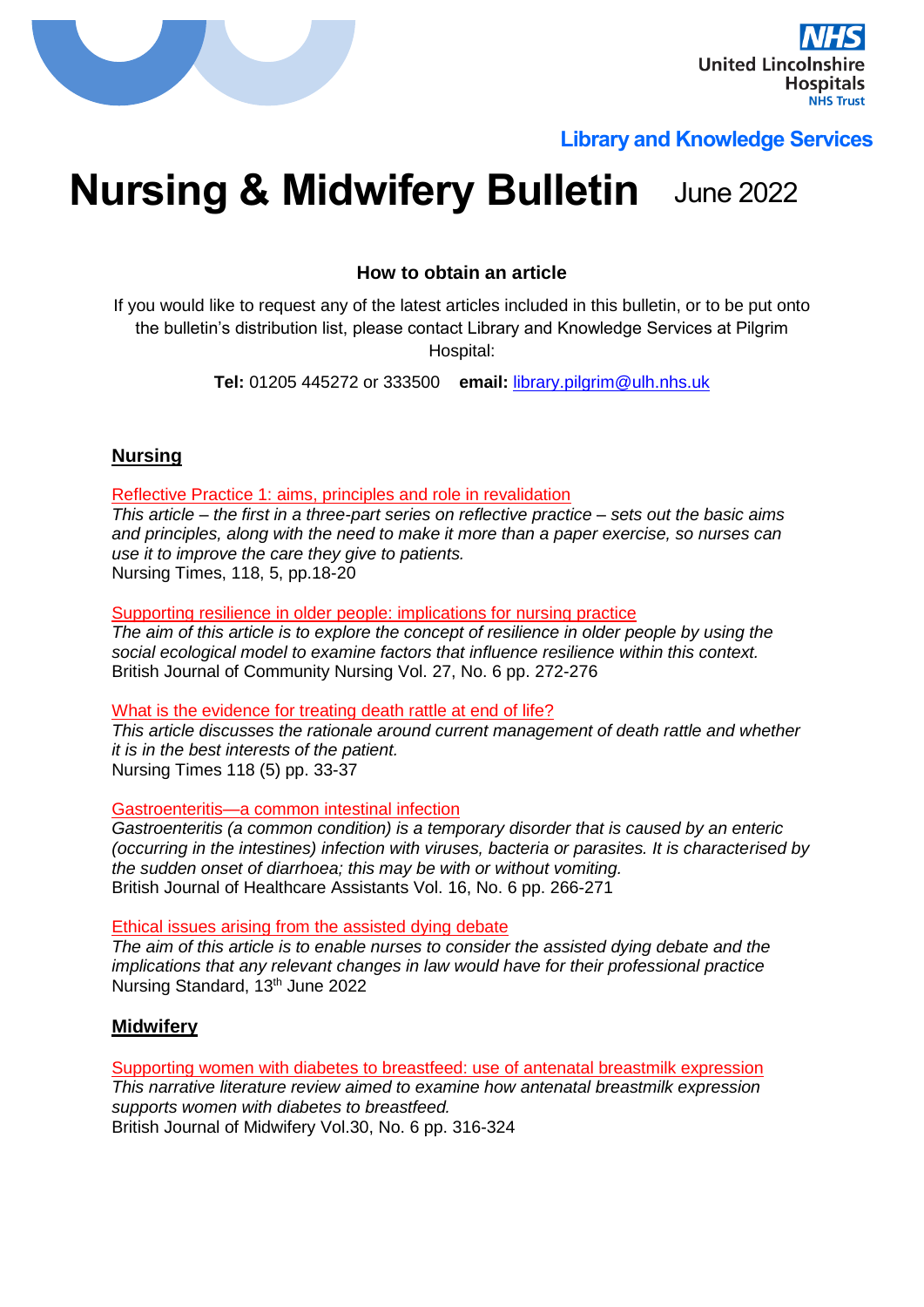United Lincolnshire Hospitals NHS Trust

Library and Knowledge Services

# Nursing & Midwifery Bulletin June 2022

### How to obtain an article

If you would like to request any of the latest articles included in this bulletin, or to be put onto the bulletin's distribution list, please contact Library and Knowledge Services at Pilgrim Hospital:

**Tel:** 01205 445272 or 333500 **email:** library.pilgrim@ulh.nhs.uk

## Nursing

Reflective Practice 1: aims, principles and role in revalidation
*This article – the first in a three-part series on reflective practice – sets out the basic aims and principles, along with the need to make it more than a paper exercise, so nurses can use it to improve the care they give to patients.*
Nursing Times, 118, 5, pp.18-20

Supporting resilience in older people: implications for nursing practice
*The aim of this article is to explore the concept of resilience in older people by using the social ecological model to examine factors that influence resilience within this context.*
British Journal of Community Nursing Vol. 27, No. 6 pp. 272-276

What is the evidence for treating death rattle at end of life?
*This article discusses the rationale around current management of death rattle and whether it is in the best interests of the patient.*
Nursing Times 118 (5) pp. 33-37

Gastroenteritis—a common intestinal infection
*Gastroenteritis (a common condition) is a temporary disorder that is caused by an enteric (occurring in the intestines) infection with viruses, bacteria or parasites. It is characterised by the sudden onset of diarrhoea; this may be with or without vomiting.*
British Journal of Healthcare Assistants Vol. 16, No. 6 pp. 266-271

Ethical issues arising from the assisted dying debate
*The aim of this article is to enable nurses to consider the assisted dying debate and the implications that any relevant changes in law would have for their professional practice*
Nursing Standard, 13th June 2022

## Midwifery

Supporting women with diabetes to breastfeed: use of antenatal breastmilk expression
*This narrative literature review aimed to examine how antenatal breastmilk expression supports women with diabetes to breastfeed.*
British Journal of Midwifery Vol.30, No. 6 pp. 316-324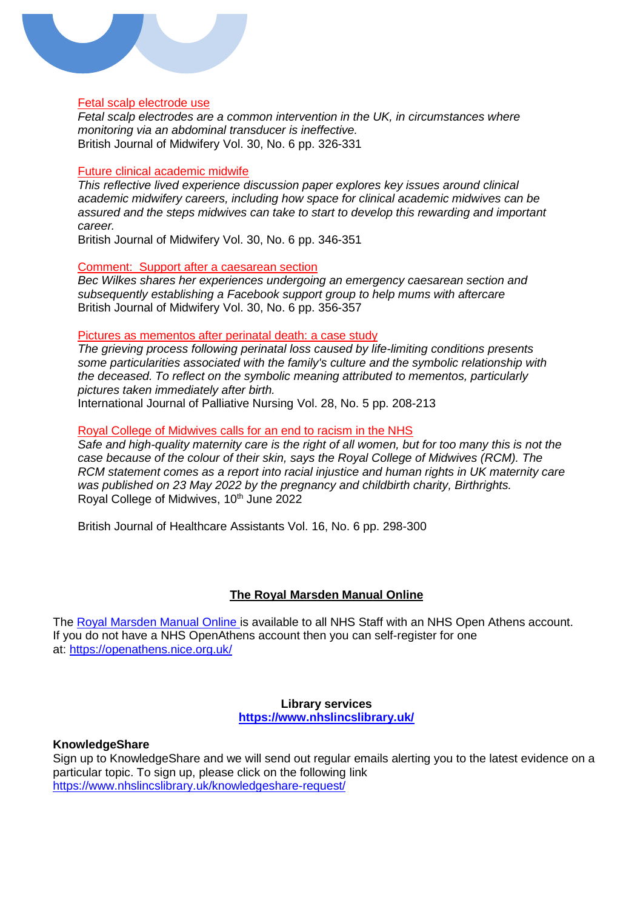Fetal scalp electrode use

*Fetal scalp electrodes are a common intervention in the UK, in circumstances where monitoring via an abdominal transducer is ineffective.*
British Journal of Midwifery Vol. 30, No. 6 pp. 326-331

Future clinical academic midwife

*This reflective lived experience discussion paper explores key issues around clinical academic midwifery careers, including how space for clinical academic midwives can be assured and the steps midwives can take to start to develop this rewarding and important career.*
British Journal of Midwifery Vol. 30, No. 6 pp. 346-351

Comment: Support after a caesarean section

*Bec Wilkes shares her experiences undergoing an emergency caesarean section and subsequently establishing a Facebook support group to help mums with aftercare*
British Journal of Midwifery Vol. 30, No. 6 pp. 356-357

Pictures as mementos after perinatal death: a case study

*The grieving process following perinatal loss caused by life-limiting conditions presents some particularities associated with the family's culture and the symbolic relationship with the deceased. To reflect on the symbolic meaning attributed to mementos, particularly pictures taken immediately after birth.*
International Journal of Palliative Nursing Vol. 28, No. 5 pp. 208-213

Royal College of Midwives calls for an end to racism in the NHS

*Safe and high-quality maternity care is the right of all women, but for too many this is not the case because of the colour of their skin, says the Royal College of Midwives (RCM). The RCM statement comes as a report into racial injustice and human rights in UK maternity care was published on 23 May 2022 by the pregnancy and childbirth charity, Birthrights.*
Royal College of Midwives, 10th June 2022

British Journal of Healthcare Assistants Vol. 16, No. 6 pp. 298-300

## The Royal Marsden Manual Online

The Royal Marsden Manual Online is available to all NHS Staff with an NHS Open Athens account. If you do not have a NHS OpenAthens account then you can self-register for one at: https://openathens.nice.org.uk/

**Library services**
**https://www.nhslincslibrary.uk/**

**KnowledgeShare**

Sign up to KnowledgeShare and we will send out regular emails alerting you to the latest evidence on a particular topic. To sign up, please click on the following link https://www.nhslincslibrary.uk/knowledgeshare-request/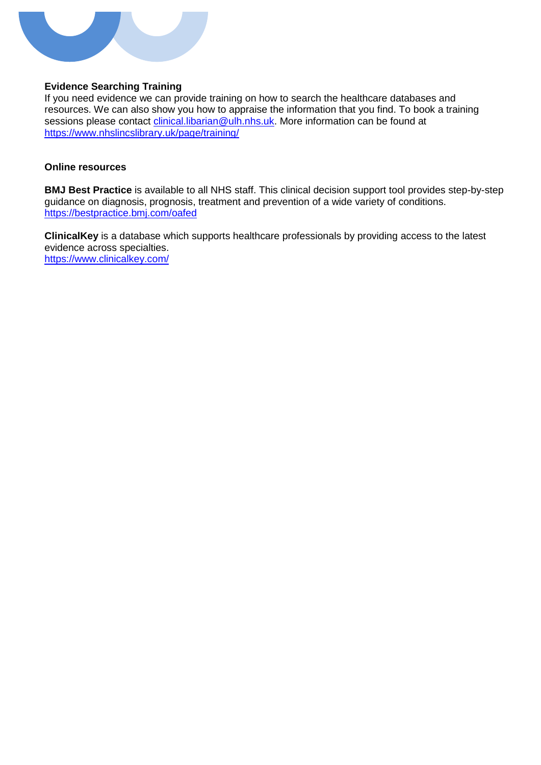**Evidence Searching Training**

If you need evidence we can provide training on how to search the healthcare databases and resources. We can also show you how to appraise the information that you find. To book a training sessions please contact clinical.libarian@ulh.nhs.uk. More information can be found at https://www.nhslincslibrary.uk/page/training/

**Online resources**

**BMJ Best Practice** is available to all NHS staff. This clinical decision support tool provides step-by-step guidance on diagnosis, prognosis, treatment and prevention of a wide variety of conditions.
https://bestpractice.bmj.com/oafed

**ClinicalKey** is a database which supports healthcare professionals by providing access to the latest evidence across specialties.
https://www.clinicalkey.com/